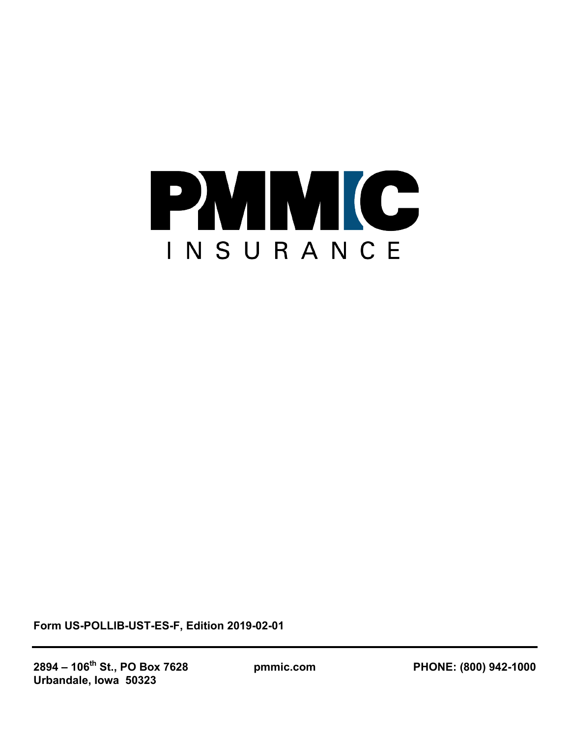# PMMIC

INSURANCE

**Form US-POLLIB-UST-ES-F, Edition 2019-02-01**

---

**2894 – 106th St., PO Box 7628**
**Urbandale, Iowa 50323**

**pmmic.com**

**PHONE: (800) 942-1000**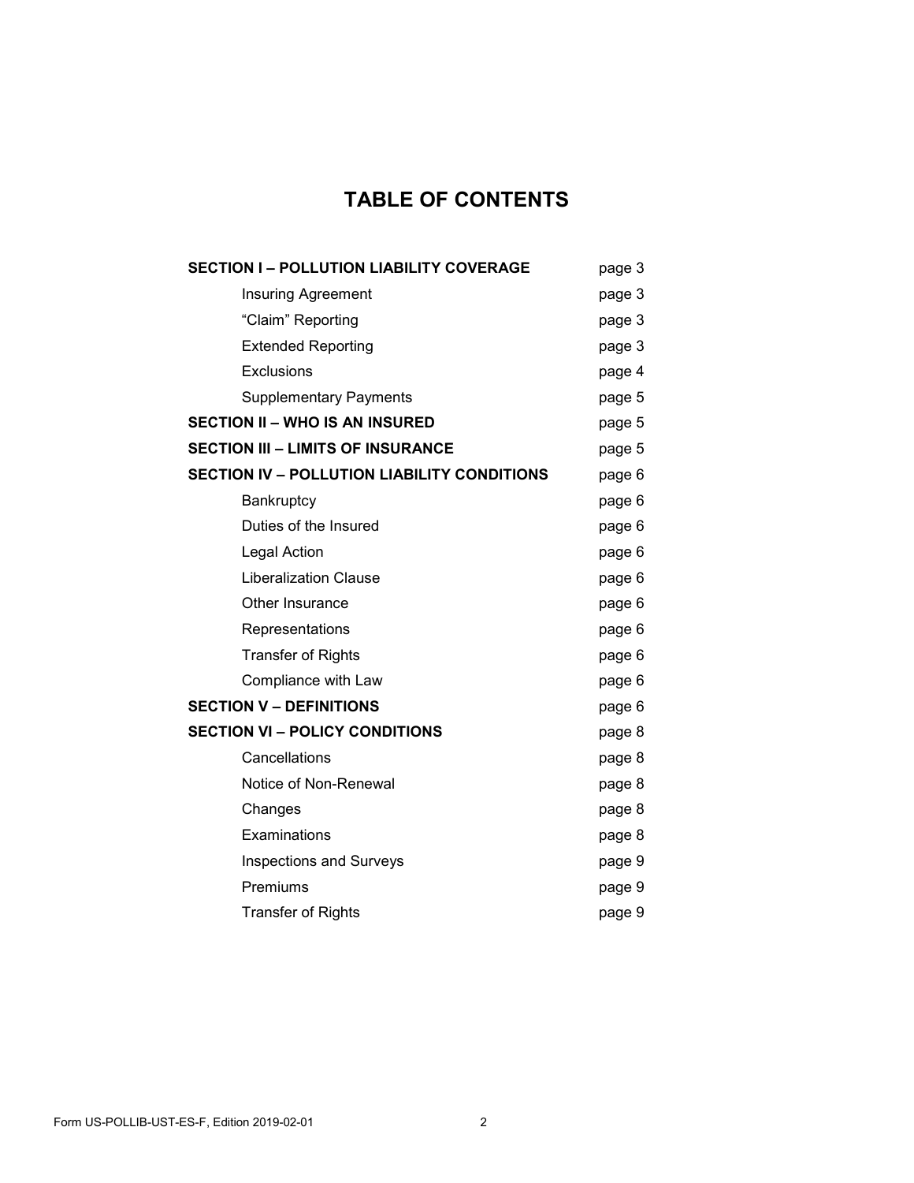# TABLE OF CONTENTS

| | |
|---|---|
| **SECTION I – POLLUTION LIABILITY COVERAGE** | page 3 |
| Insuring Agreement | page 3 |
| "Claim" Reporting | page 3 |
| Extended Reporting | page 3 |
| Exclusions | page 4 |
| Supplementary Payments | page 5 |
| **SECTION II – WHO IS AN INSURED** | page 5 |
| **SECTION III – LIMITS OF INSURANCE** | page 5 |
| **SECTION IV – POLLUTION LIABILITY CONDITIONS** | page 6 |
| Bankruptcy | page 6 |
| Duties of the Insured | page 6 |
| Legal Action | page 6 |
| Liberalization Clause | page 6 |
| Other Insurance | page 6 |
| Representations | page 6 |
| Transfer of Rights | page 6 |
| Compliance with Law | page 6 |
| **SECTION V – DEFINITIONS** | page 6 |
| **SECTION VI – POLICY CONDITIONS** | page 8 |
| Cancellations | page 8 |
| Notice of Non-Renewal | page 8 |
| Changes | page 8 |
| Examinations | page 8 |
| Inspections and Surveys | page 9 |
| Premiums | page 9 |
| Transfer of Rights | page 9 |

Form US-POLLIB-UST-ES-F, Edition 2019-02-01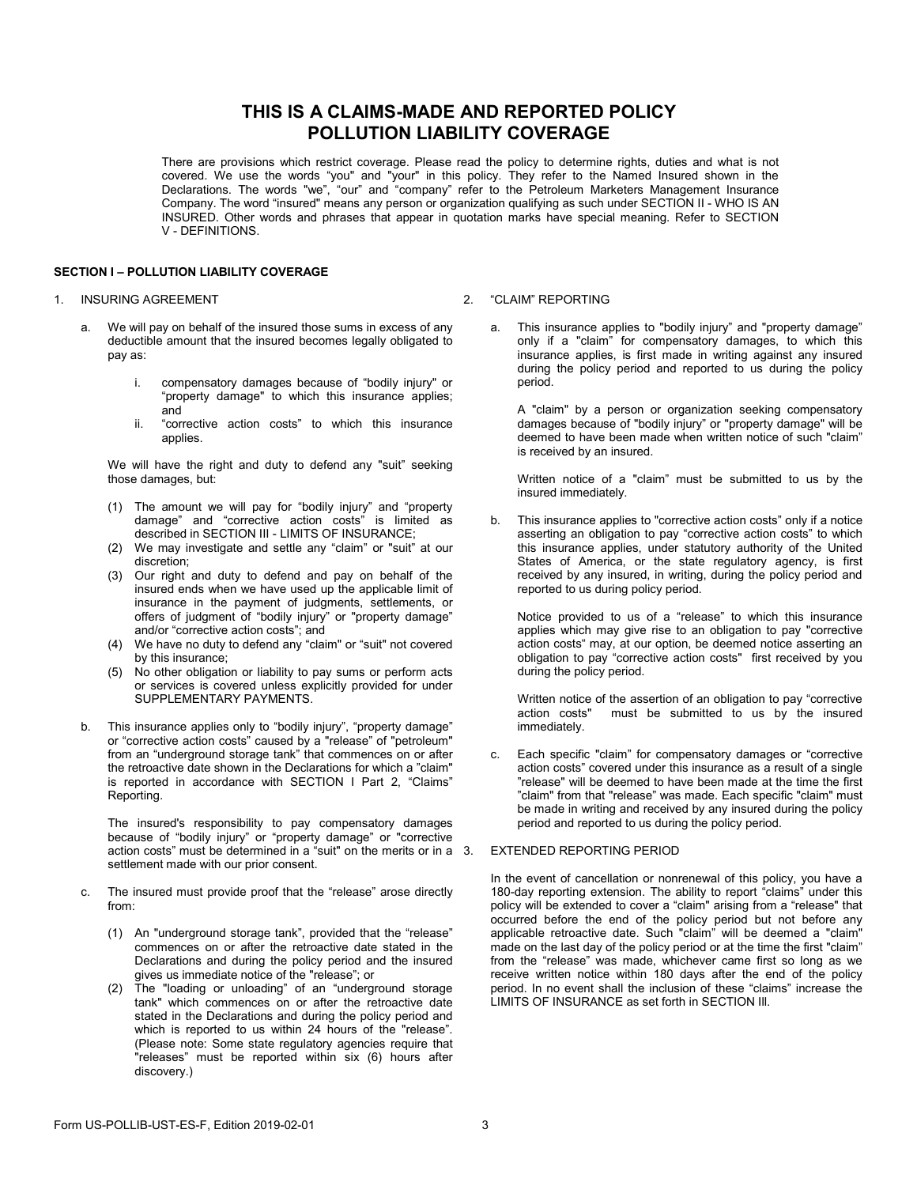# THIS IS A CLAIMS-MADE AND REPORTED POLICY
# POLLUTION LIABILITY COVERAGE

There are provisions which restrict coverage. Please read the policy to determine rights, duties and what is not covered. We use the words "you" and "your" in this policy. They refer to the Named Insured shown in the Declarations. The words "we", "our" and "company" refer to the Petroleum Marketers Management Insurance Company. The word "insured" means any person or organization qualifying as such under SECTION II - WHO IS AN INSURED. Other words and phrases that appear in quotation marks have special meaning. Refer to SECTION V - DEFINITIONS.

**SECTION I – POLLUTION LIABILITY COVERAGE**

1. INSURING AGREEMENT

   a. We will pay on behalf of the insured those sums in excess of any deductible amount that the insured becomes legally obligated to pay as:

      i. compensatory damages because of "bodily injury" or "property damage" to which this insurance applies; and
      ii. "corrective action costs" to which this insurance applies.

      We will have the right and duty to defend any "suit" seeking those damages, but:

      (1) The amount we will pay for "bodily injury" and "property damage" and "corrective action costs" is limited as described in SECTION III - LIMITS OF INSURANCE;
      (2) We may investigate and settle any "claim" or "suit" at our discretion;
      (3) Our right and duty to defend and pay on behalf of the insured ends when we have used up the applicable limit of insurance in the payment of judgments, settlements, or offers of judgment of "bodily injury" or "property damage" and/or "corrective action costs"; and
      (4) We have no duty to defend any "claim" or "suit" not covered by this insurance;
      (5) No other obligation or liability to pay sums or perform acts or services is covered unless explicitly provided for under SUPPLEMENTARY PAYMENTS.

   b. This insurance applies only to "bodily injury", "property damage" or "corrective action costs" caused by a "release" of "petroleum" from an "underground storage tank" that commences on or after the retroactive date shown in the Declarations for which a "claim" is reported in accordance with SECTION I Part 2, "Claims" Reporting.

      The insured's responsibility to pay compensatory damages because of "bodily injury" or "property damage" or "corrective action costs" must be determined in a "suit" on the merits or in a settlement made with our prior consent.

   c. The insured must provide proof that the "release" arose directly from:

      (1) An "underground storage tank", provided that the "release" commences on or after the retroactive date stated in the Declarations and during the policy period and the insured gives us immediate notice of the "release"; or
      (2) The "loading or unloading" of an "underground storage tank" which commences on or after the retroactive date stated in the Declarations and during the policy period and which is reported to us within 24 hours of the "release". (Please note: Some state regulatory agencies require that "releases" must be reported within six (6) hours after discovery.)

2. "CLAIM" REPORTING

   a. This insurance applies to "bodily injury" and "property damage" only if a "claim" for compensatory damages, to which this insurance applies, is first made in writing against any insured during the policy period and reported to us during the policy period.

      A "claim" by a person or organization seeking compensatory damages because of "bodily injury" or "property damage" will be deemed to have been made when written notice of such "claim" is received by an insured.

      Written notice of a "claim" must be submitted to us by the insured immediately.

   b. This insurance applies to "corrective action costs" only if a notice asserting an obligation to pay "corrective action costs" to which this insurance applies, under statutory authority of the United States of America, or the state regulatory agency, is first received by any insured, in writing, during the policy period and reported to us during policy period.

      Notice provided to us of a "release" to which this insurance applies which may give rise to an obligation to pay "corrective action costs" may, at our option, be deemed notice asserting an obligation to pay "corrective action costs" first received by you during the policy period.

      Written notice of the assertion of an obligation to pay "corrective action costs" must be submitted to us by the insured immediately.

   c. Each specific "claim" for compensatory damages or "corrective action costs" covered under this insurance as a result of a single "release" will be deemed to have been made at the time the first "claim" from that "release" was made. Each specific "claim" must be made in writing and received by any insured during the policy period and reported to us during the policy period.

3. EXTENDED REPORTING PERIOD

   In the event of cancellation or nonrenewal of this policy, you have a 180-day reporting extension. The ability to report "claims" under this policy will be extended to cover a "claim" arising from a "release" that occurred before the end of the policy period but not before any applicable retroactive date. Such "claim" will be deemed a "claim" made on the last day of the policy period or at the time the first "claim" from the "release" was made, whichever came first so long as we receive written notice within 180 days after the end of the policy period. In no event shall the inclusion of these "claims" increase the LIMITS OF INSURANCE as set forth in SECTION III.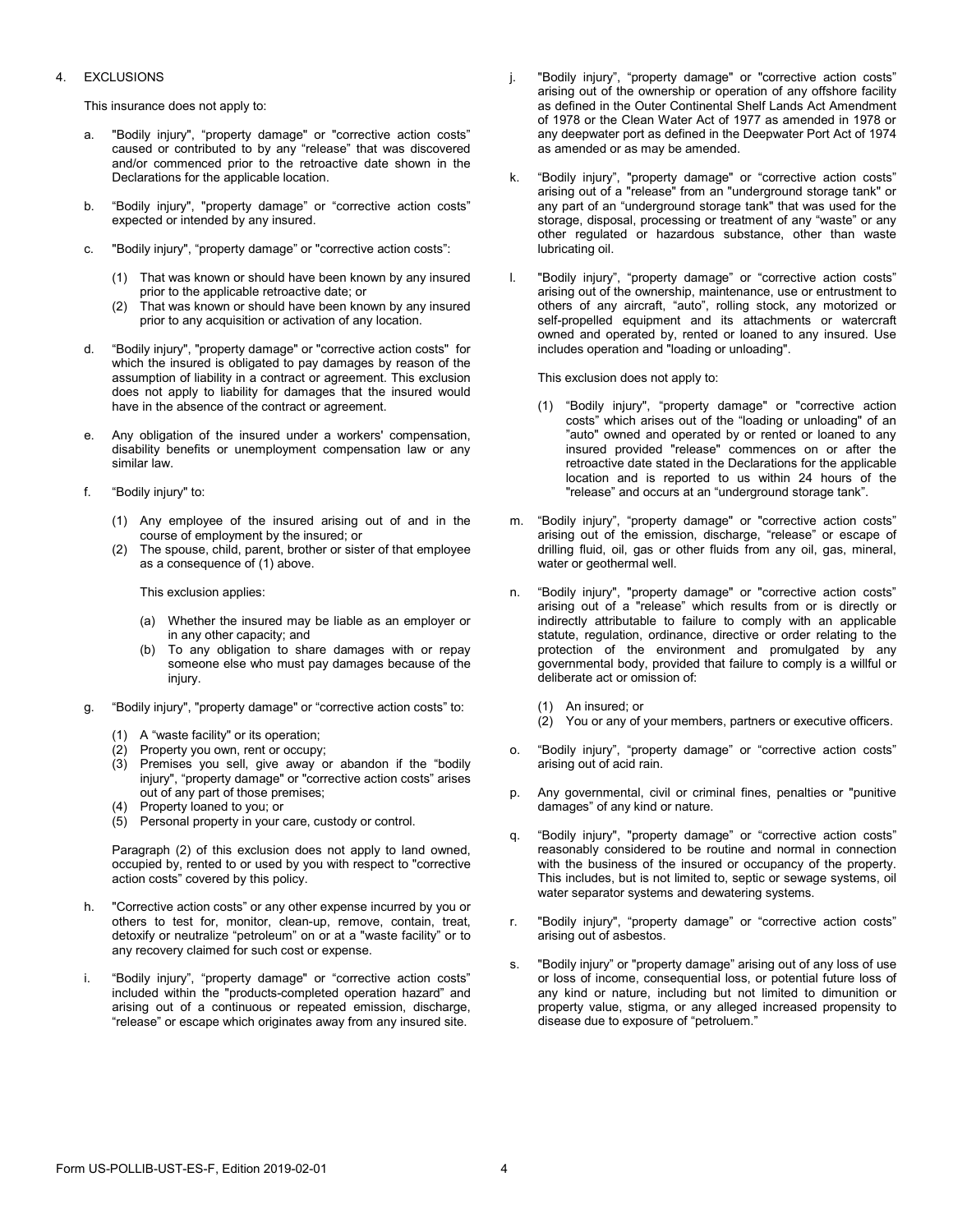4. EXCLUSIONS

This insurance does not apply to:

a. "Bodily injury", "property damage" or "corrective action costs" caused or contributed to by any "release" that was discovered and/or commenced prior to the retroactive date shown in the Declarations for the applicable location.

b. "Bodily injury", "property damage" or "corrective action costs" expected or intended by any insured.

c. "Bodily injury", "property damage" or "corrective action costs":

   (1) That was known or should have been known by any insured prior to the applicable retroactive date; or
   (2) That was known or should have been known by any insured prior to any acquisition or activation of any location.

d. "Bodily injury", "property damage" or "corrective action costs" for which the insured is obligated to pay damages by reason of the assumption of liability in a contract or agreement. This exclusion does not apply to liability for damages that the insured would have in the absence of the contract or agreement.

e. Any obligation of the insured under a workers' compensation, disability benefits or unemployment compensation law or any similar law.

f. "Bodily injury" to:

   (1) Any employee of the insured arising out of and in the course of employment by the insured; or
   (2) The spouse, child, parent, brother or sister of that employee as a consequence of (1) above.

   This exclusion applies:

   (a) Whether the insured may be liable as an employer or in any other capacity; and
   (b) To any obligation to share damages with or repay someone else who must pay damages because of the injury.

g. "Bodily injury", "property damage" or "corrective action costs" to:

   (1) A "waste facility" or its operation;
   (2) Property you own, rent or occupy;
   (3) Premises you sell, give away or abandon if the "bodily injury", "property damage" or "corrective action costs" arises out of any part of those premises;
   (4) Property loaned to you; or
   (5) Personal property in your care, custody or control.

   Paragraph (2) of this exclusion does not apply to land owned, occupied by, rented to or used by you with respect to "corrective action costs" covered by this policy.

h. "Corrective action costs" or any other expense incurred by you or others to test for, monitor, clean-up, remove, contain, treat, detoxify or neutralize "petroleum" on or at a "waste facility" or to any recovery claimed for such cost or expense.

i. "Bodily injury", "property damage" or "corrective action costs" included within the "products-completed operation hazard" and arising out of a continuous or repeated emission, discharge, "release" or escape which originates away from any insured site.

j. "Bodily injury", "property damage" or "corrective action costs" arising out of the ownership or operation of any offshore facility as defined in the Outer Continental Shelf Lands Act Amendment of 1978 or the Clean Water Act of 1977 as amended in 1978 or any deepwater port as defined in the Deepwater Port Act of 1974 as amended or as may be amended.

k. "Bodily injury", "property damage" or "corrective action costs" arising out of a "release" from an "underground storage tank" or any part of an "underground storage tank" that was used for the storage, disposal, processing or treatment of any "waste" or any other regulated or hazardous substance, other than waste lubricating oil.

l. "Bodily injury", "property damage" or "corrective action costs" arising out of the ownership, maintenance, use or entrustment to others of any aircraft, "auto", rolling stock, any motorized or self-propelled equipment and its attachments or watercraft owned and operated by, rented or loaned to any insured. Use includes operation and "loading or unloading".

   This exclusion does not apply to:

   (1) "Bodily injury", "property damage" or "corrective action costs" which arises out of the "loading or unloading" of an "auto" owned and operated by or rented or loaned to any insured provided "release" commences on or after the retroactive date stated in the Declarations for the applicable location and is reported to us within 24 hours of the "release" and occurs at an "underground storage tank".

m. "Bodily injury", "property damage" or "corrective action costs" arising out of the emission, discharge, "release" or escape of drilling fluid, oil, gas or other fluids from any oil, gas, mineral, water or geothermal well.

n. "Bodily injury", "property damage" or "corrective action costs" arising out of a "release" which results from or is directly or indirectly attributable to failure to comply with an applicable statute, regulation, ordinance, directive or order relating to the protection of the environment and promulgated by any governmental body, provided that failure to comply is a willful or deliberate act or omission of:

   (1) An insured; or
   (2) You or any of your members, partners or executive officers.

o. "Bodily injury", "property damage" or "corrective action costs" arising out of acid rain.

p. Any governmental, civil or criminal fines, penalties or "punitive damages" of any kind or nature.

q. "Bodily injury", "property damage" or "corrective action costs" reasonably considered to be routine and normal in connection with the business of the insured or occupancy of the property. This includes, but is not limited to, septic or sewage systems, oil water separator systems and dewatering systems.

r. "Bodily injury", "property damage" or "corrective action costs" arising out of asbestos.

s. "Bodily injury" or "property damage" arising out of any loss of use or loss of income, consequential loss, or potential future loss of any kind or nature, including but not limited to dimunition or property value, stigma, or any alleged increased propensity to disease due to exposure of "petroluem."

Form US-POLLIB-UST-ES-F, Edition 2019-02-01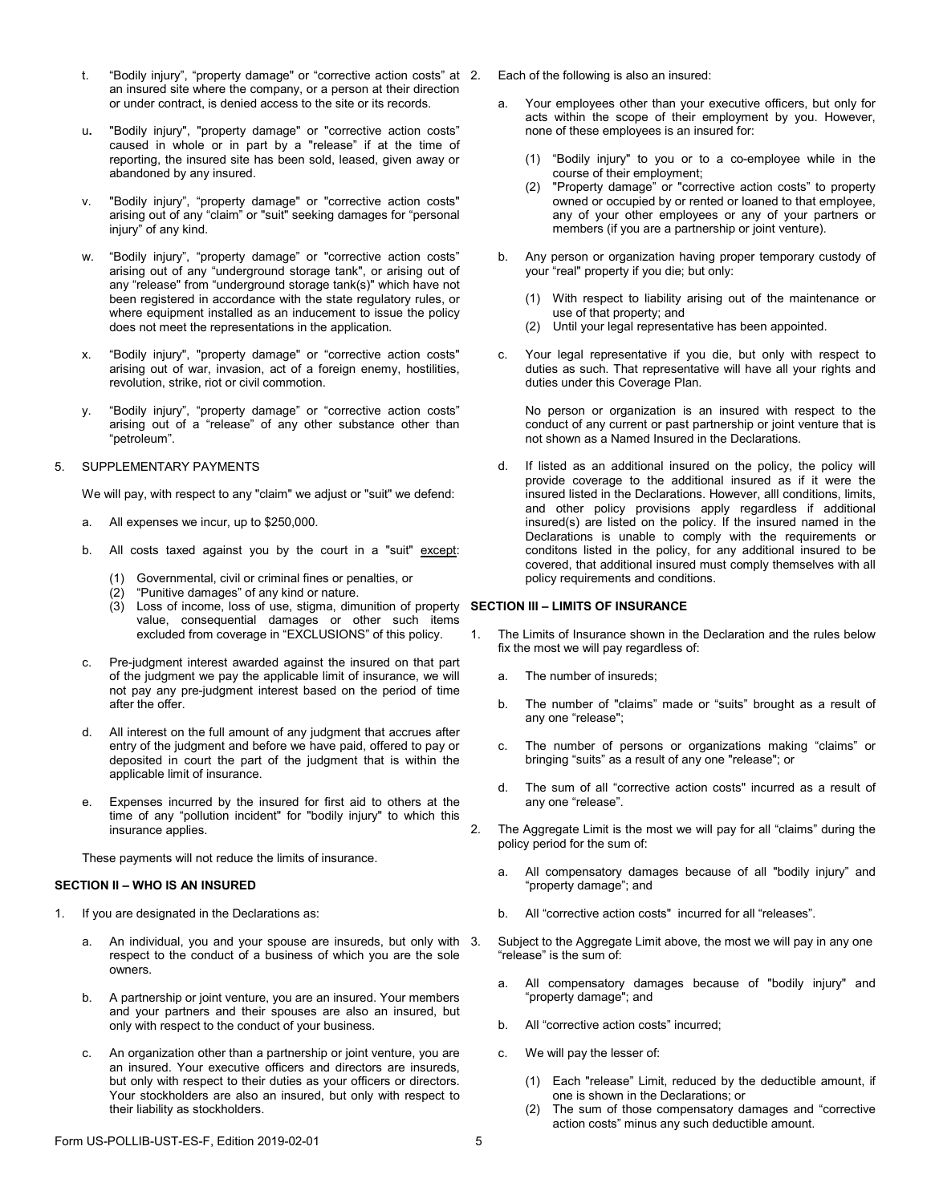t. "Bodily injury", "property damage" or "corrective action costs" at an insured site where the company, or a person at their direction or under contract, is denied access to the site or its records.

u. "Bodily injury", "property damage" or "corrective action costs" caused in whole or in part by a "release" if at the time of reporting, the insured site has been sold, leased, given away or abandoned by any insured.

v. "Bodily injury", "property damage" or "corrective action costs" arising out of any "claim" or "suit" seeking damages for "personal injury" of any kind.

w. "Bodily injury", "property damage" or "corrective action costs" arising out of any "underground storage tank", or arising out of any "release" from "underground storage tank(s)" which have not been registered in accordance with the state regulatory rules, or where equipment installed as an inducement to issue the policy does not meet the representations in the application.

x. "Bodily injury", "property damage" or "corrective action costs" arising out of war, invasion, act of a foreign enemy, hostilities, revolution, strike, riot or civil commotion.

y. "Bodily injury", "property damage" or "corrective action costs" arising out of a "release" of any other substance other than "petroleum".

5. SUPPLEMENTARY PAYMENTS

We will pay, with respect to any "claim" we adjust or "suit" we defend:

a. All expenses we incur, up to $250,000.

b. All costs taxed against you by the court in a "suit" except:

   (1) Governmental, civil or criminal fines or penalties, or
   (2) "Punitive damages" of any kind or nature.
   (3) Loss of income, loss of use, stigma, dimunition of property value, consequential damages or other such items excluded from coverage in "EXCLUSIONS" of this policy.

c. Pre-judgment interest awarded against the insured on that part of the judgment we pay the applicable limit of insurance, we will not pay any pre-judgment interest based on the period of time after the offer.

d. All interest on the full amount of any judgment that accrues after entry of the judgment and before we have paid, offered to pay or deposited in court the part of the judgment that is within the applicable limit of insurance.

e. Expenses incurred by the insured for first aid to others at the time of any "pollution incident" for "bodily injury" to which this insurance applies.

These payments will not reduce the limits of insurance.

## SECTION II – WHO IS AN INSURED

1. If you are designated in the Declarations as:

   a. An individual, you and your spouse are insureds, but only with respect to the conduct of a business of which you are the sole owners.

   b. A partnership or joint venture, you are an insured. Your members and your partners and their spouses are also an insured, but only with respect to the conduct of your business.

   c. An organization other than a partnership or joint venture, you are an insured. Your executive officers and directors are insureds, but only with respect to their duties as your officers or directors. Your stockholders are also an insured, but only with respect to their liability as stockholders.

2. Each of the following is also an insured:

   a. Your employees other than your executive officers, but only for acts within the scope of their employment by you. However, none of these employees is an insured for:

      (1) "Bodily injury" to you or to a co-employee while in the course of their employment;
      (2) "Property damage" or "corrective action costs" to property owned or occupied by or rented or loaned to that employee, any of your other employees or any of your partners or members (if you are a partnership or joint venture).

   b. Any person or organization having proper temporary custody of your "real" property if you die; but only:

      (1) With respect to liability arising out of the maintenance or use of that property; and
      (2) Until your legal representative has been appointed.

   c. Your legal representative if you die, but only with respect to duties as such. That representative will have all your rights and duties under this Coverage Plan.

   No person or organization is an insured with respect to the conduct of any current or past partnership or joint venture that is not shown as a Named Insured in the Declarations.

   d. If listed as an additional insured on the policy, the policy will provide coverage to the additional insured as if it were the insured listed in the Declarations. However, alll conditions, limits, and other policy provisions apply regardless if additional insured(s) are listed on the policy. If the insured named in the Declarations is unable to comply with the requirements or conditons listed in the policy, for any additional insured to be covered, that additional insured must comply themselves with all policy requirements and conditions.

## SECTION III – LIMITS OF INSURANCE

1. The Limits of Insurance shown in the Declaration and the rules below fix the most we will pay regardless of:

   a. The number of insureds;

   b. The number of "claims" made or "suits" brought as a result of any one "release";

   c. The number of persons or organizations making "claims" or bringing "suits" as a result of any one "release"; or

   d. The sum of all "corrective action costs" incurred as a result of any one "release".

2. The Aggregate Limit is the most we will pay for all "claims" during the policy period for the sum of:

   a. All compensatory damages because of all "bodily injury" and "property damage"; and

   b. All "corrective action costs" incurred for all "releases".

3. Subject to the Aggregate Limit above, the most we will pay in any one "release" is the sum of:

   a. All compensatory damages because of "bodily injury" and "property damage"; and

   b. All "corrective action costs" incurred;

   c. We will pay the lesser of:

      (1) Each "release" Limit, reduced by the deductible amount, if one is shown in the Declarations; or
      (2) The sum of those compensatory damages and "corrective action costs" minus any such deductible amount.

Form US-POLLIB-UST-ES-F, Edition 2019-02-01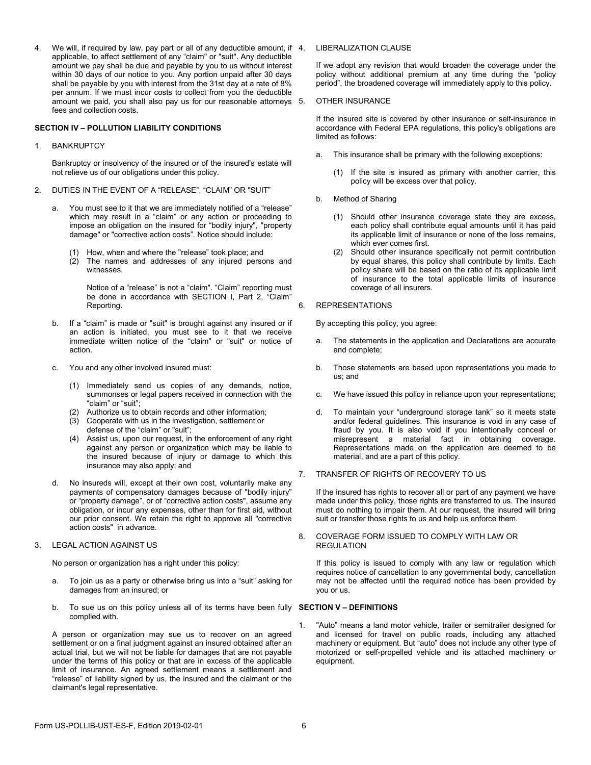4. We will, if required by law, pay part or all of any deductible amount, if applicable, to affect settlement of any "claim" or "suit". Any deductible amount we pay shall be due and payable by you to us without interest within 30 days of our notice to you. Any portion unpaid after 30 days shall be payable by you with interest from the 31st day at a rate of 8% per annum. If we must incur costs to collect from you the deductible amount we paid, you shall also pay us for our reasonable attorneys fees and collection costs.

## SECTION IV – POLLUTION LIABILITY CONDITIONS

1. BANKRUPTCY

   Bankruptcy or insolvency of the insured or of the insured's estate will not relieve us of our obligations under this policy.

2. DUTIES IN THE EVENT OF A "RELEASE", "CLAIM" OR "SUIT"

   a. You must see to it that we are immediately notified of a "release" which may result in a "claim" or any action or proceeding to impose an obligation on the insured for "bodily injury", "property damage" or "corrective action costs". Notice should include:

      (1) How, when and where the "release" took place; and
      (2) The names and addresses of any injured persons and witnesses.

      Notice of a "release" is not a "claim". "Claim" reporting must be done in accordance with SECTION I, Part 2, "Claim" Reporting.

   b. If a "claim" is made or "suit" is brought against any insured or if an action is initiated, you must see to it that we receive immediate written notice of the "claim" or "suit" or notice of action.

   c. You and any other involved insured must:

      (1) Immediately send us copies of any demands, notice, summonses or legal papers received in connection with the "claim" or "suit";
      (2) Authorize us to obtain records and other information;
      (3) Cooperate with us in the investigation, settlement or defense of the "claim" or "suit";
      (4) Assist us, upon our request, in the enforcement of any right against any person or organization which may be liable to the insured because of injury or damage to which this insurance may also apply; and

   d. No insureds will, except at their own cost, voluntarily make any payments of compensatory damages because of "bodily injury" or "property damage", or of "corrective action costs", assume any obligation, or incur any expenses, other than for first aid, without our prior consent. We retain the right to approve all "corrective action costs" in advance.

3. LEGAL ACTION AGAINST US

   No person or organization has a right under this policy:

   a. To join us as a party or otherwise bring us into a "suit" asking for damages from an insured; or

   b. To sue us on this policy unless all of its terms have been fully complied with.

   A person or organization may sue us to recover on an agreed settlement or on a final judgment against an insured obtained after an actual trial, but we will not be liable for damages that are not payable under the terms of this policy or that are in excess of the applicable limit of insurance. An agreed settlement means a settlement and "release" of liability signed by us, the insured and the claimant or the claimant's legal representative.

4. LIBERALIZATION CLAUSE

   If we adopt any revision that would broaden the coverage under the policy without additional premium at any time during the "policy period", the broadened coverage will immediately apply to this policy.

5. OTHER INSURANCE

   If the insured site is covered by other insurance or self-insurance in accordance with Federal EPA regulations, this policy's obligations are limited as follows:

   a. This insurance shall be primary with the following exceptions:

      (1) If the site is insured as primary with another carrier, this policy will be excess over that policy.

   b. Method of Sharing

      (1) Should other insurance coverage state they are excess, each policy shall contribute equal amounts until it has paid its applicable limit of insurance or none of the loss remains, which ever comes first.
      (2) Should other insurance specifically not permit contribution by equal shares, this policy shall contribute by limits. Each policy share will be based on the ratio of its applicable limit of insurance to the total applicable limits of insurance coverage of all insurers.

6. REPRESENTATIONS

   By accepting this policy, you agree:

   a. The statements in the application and Declarations are accurate and complete;

   b. Those statements are based upon representations you made to us; and

   c. We have issued this policy in reliance upon your representations;

   d. To maintain your "underground storage tank" so it meets state and/or federal guidelines. This insurance is void in any case of fraud by you. It is also void if you intentionally conceal or misrepresent a material fact in obtaining coverage. Representations made on the application are deemed to be material, and are a part of this policy.

7. TRANSFER OF RIGHTS OF RECOVERY TO US

   If the insured has rights to recover all or part of any payment we have made under this policy, those rights are transferred to us. The insured must do nothing to impair them. At our request, the insured will bring suit or transfer those rights to us and help us enforce them.

8. COVERAGE FORM ISSUED TO COMPLY WITH LAW OR REGULATION

   If this policy is issued to comply with any law or regulation which requires notice of cancellation to any governmental body, cancellation may not be affected until the required notice has been provided by you or us.

## SECTION V – DEFINITIONS

1. "Auto" means a land motor vehicle, trailer or semitrailer designed for and licensed for travel on public roads, including any attached machinery or equipment. But "auto" does not include any other type of motorized or self-propelled vehicle and its attached machinery or equipment.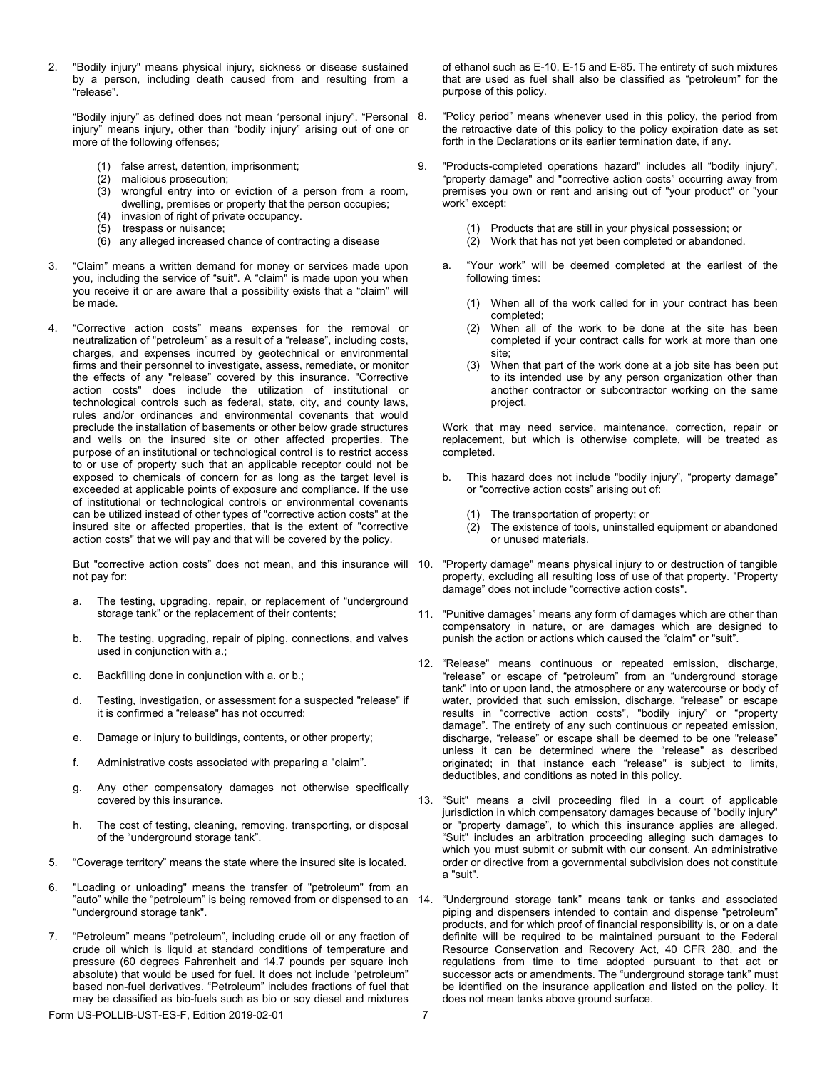2. "Bodily injury" means physical injury, sickness or disease sustained by a person, including death caused from and resulting from a "release".

   "Bodily injury" as defined does not mean "personal injury". "Personal injury" means injury, other than "bodily injury" arising out of one or more of the following offenses;

   (1) false arrest, detention, imprisonment;
   (2) malicious prosecution;
   (3) wrongful entry into or eviction of a person from a room, dwelling, premises or property that the person occupies;
   (4) invasion of right of private occupancy.
   (5) trespass or nuisance;
   (6) any alleged increased chance of contracting a disease

3. "Claim" means a written demand for money or services made upon you, including the service of "suit". A "claim" is made upon you when you receive it or are aware that a possibility exists that a "claim" will be made.

4. "Corrective action costs" means expenses for the removal or neutralization of "petroleum" as a result of a "release", including costs, charges, and expenses incurred by geotechnical or environmental firms and their personnel to investigate, assess, remediate, or monitor the effects of any "release" covered by this insurance. "Corrective action costs" does include the utilization of institutional or technological controls such as federal, state, city, and county laws, rules and/or ordinances and environmental covenants that would preclude the installation of basements or other below grade structures and wells on the insured site or other affected properties. The purpose of an institutional or technological control is to restrict access to or use of property such that an applicable receptor could not be exposed to chemicals of concern for as long as the target level is exceeded at applicable points of exposure and compliance. If the use of institutional or technological controls or environmental covenants can be utilized instead of other types of "corrective action costs" at the insured site or affected properties, that is the extent of "corrective action costs" that we will pay and that will be covered by the policy.

   But "corrective action costs" does not mean, and this insurance will not pay for:

   a. The testing, upgrading, repair, or replacement of "underground storage tank" or the replacement of their contents;

   b. The testing, upgrading, repair of piping, connections, and valves used in conjunction with a.;

   c. Backfilling done in conjunction with a. or b.;

   d. Testing, investigation, or assessment for a suspected "release" if it is confirmed a "release" has not occurred;

   e. Damage or injury to buildings, contents, or other property;

   f. Administrative costs associated with preparing a "claim".

   g. Any other compensatory damages not otherwise specifically covered by this insurance.

   h. The cost of testing, cleaning, removing, transporting, or disposal of the "underground storage tank".

5. "Coverage territory" means the state where the insured site is located.

6. "Loading or unloading" means the transfer of "petroleum" from an "auto" while the "petroleum" is being removed from or dispensed to an "underground storage tank".

7. "Petroleum" means "petroleum", including crude oil or any fraction of crude oil which is liquid at standard conditions of temperature and pressure (60 degrees Fahrenheit and 14.7 pounds per square inch absolute) that would be used for fuel. It does not include "petroleum" based non-fuel derivatives. "Petroleum" includes fractions of fuel that may be classified as bio-fuels such as bio or soy diesel and mixtures of ethanol such as E-10, E-15 and E-85. The entirety of such mixtures that are used as fuel shall also be classified as "petroleum" for the purpose of this policy.

8. "Policy period" means whenever used in this policy, the period from the retroactive date of this policy to the policy expiration date as set forth in the Declarations or its earlier termination date, if any.

9. "Products-completed operations hazard" includes all "bodily injury", "property damage" and "corrective action costs" occurring away from premises you own or rent and arising out of "your product" or "your work" except:

   (1) Products that are still in your physical possession; or
   (2) Work that has not yet been completed or abandoned.

   a. "Your work" will be deemed completed at the earliest of the following times:

      (1) When all of the work called for in your contract has been completed;
      (2) When all of the work to be done at the site has been completed if your contract calls for work at more than one site;
      (3) When that part of the work done at a job site has been put to its intended use by any person organization other than another contractor or subcontractor working on the same project.

   Work that may need service, maintenance, correction, repair or replacement, but which is otherwise complete, will be treated as completed.

   b. This hazard does not include "bodily injury", "property damage" or "corrective action costs" arising out of:

      (1) The transportation of property; or
      (2) The existence of tools, uninstalled equipment or abandoned or unused materials.

10. "Property damage" means physical injury to or destruction of tangible property, excluding all resulting loss of use of that property. "Property damage" does not include "corrective action costs".

11. "Punitive damages" means any form of damages which are other than compensatory in nature, or are damages which are designed to punish the action or actions which caused the "claim" or "suit".

12. "Release" means continuous or repeated emission, discharge, "release" or escape of "petroleum" from an "underground storage tank" into or upon land, the atmosphere or any watercourse or body of water, provided that such emission, discharge, "release" or escape results in "corrective action costs", "bodily injury" or "property damage". The entirety of any such continuous or repeated emission, discharge, "release" or escape shall be deemed to be one "release" unless it can be determined where the "release" as described originated; in that instance each "release" is subject to limits, deductibles, and conditions as noted in this policy.

13. "Suit" means a civil proceeding filed in a court of applicable jurisdiction in which compensatory damages because of "bodily injury" or "property damage", to which this insurance applies are alleged. "Suit" includes an arbitration proceeding alleging such damages to which you must submit or submit with our consent. An administrative order or directive from a governmental subdivision does not constitute a "suit".

14. "Underground storage tank" means tank or tanks and associated piping and dispensers intended to contain and dispense "petroleum" products, and for which proof of financial responsibility is, or on a date definite will be required to be maintained pursuant to the Federal Resource Conservation and Recovery Act, 40 CFR 280, and the regulations from time to time adopted pursuant to that act or successor acts or amendments. The "underground storage tank" must be identified on the insurance application and listed on the policy. It does not mean tanks above ground surface.

Form US-POLLIB-UST-ES-F, Edition 2019-02-01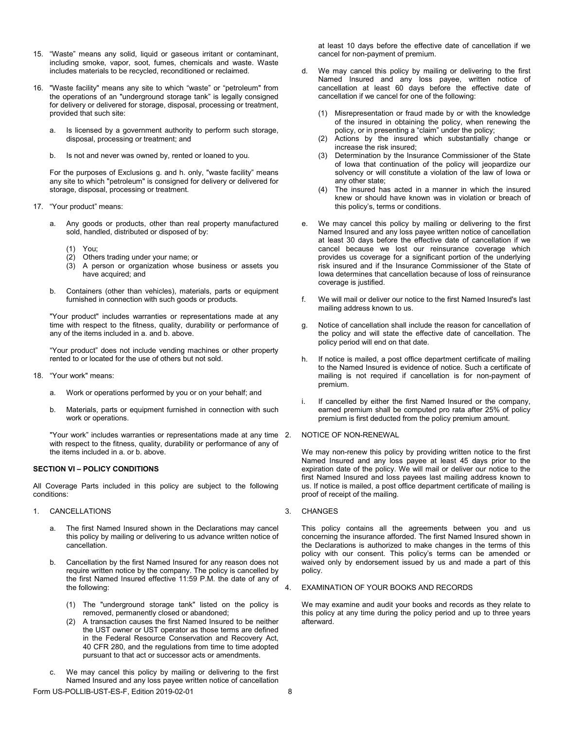15. "Waste" means any solid, liquid or gaseous irritant or contaminant, including smoke, vapor, soot, fumes, chemicals and waste. Waste includes materials to be recycled, reconditioned or reclaimed.

16. "Waste facility" means any site to which "waste" or "petroleum" from the operations of an "underground storage tank" is legally consigned for delivery or delivered for storage, disposal, processing or treatment, provided that such site:

    a. Is licensed by a government authority to perform such storage, disposal, processing or treatment; and

    b. Is not and never was owned by, rented or loaned to you.

    For the purposes of Exclusions g. and h. only, "waste facility" means any site to which "petroleum" is consigned for delivery or delivered for storage, disposal, processing or treatment.

17. "Your product" means:

    a. Any goods or products, other than real property manufactured sold, handled, distributed or disposed of by:

       (1) You;
       (2) Others trading under your name; or
       (3) A person or organization whose business or assets you have acquired; and

    b. Containers (other than vehicles), materials, parts or equipment furnished in connection with such goods or products.

    "Your product" includes warranties or representations made at any time with respect to the fitness, quality, durability or performance of any of the items included in a. and b. above.

    "Your product" does not include vending machines or other property rented to or located for the use of others but not sold.

18. "Your work" means:

    a. Work or operations performed by you or on your behalf; and

    b. Materials, parts or equipment furnished in connection with such work or operations.

    "Your work" includes warranties or representations made at any time with respect to the fitness, quality, durability or performance of any of the items included in a. or b. above.

**SECTION VI – POLICY CONDITIONS**

All Coverage Parts included in this policy are subject to the following conditions:

1. CANCELLATIONS

   a. The first Named Insured shown in the Declarations may cancel this policy by mailing or delivering to us advance written notice of cancellation.

   b. Cancellation by the first Named Insured for any reason does not require written notice by the company. The policy is cancelled by the first Named Insured effective 11:59 P.M. the date of any of the following:

      (1) The "underground storage tank" listed on the policy is removed, permanently closed or abandoned;
      (2) A transaction causes the first Named Insured to be neither the UST owner or UST operator as those terms are defined in the Federal Resource Conservation and Recovery Act, 40 CFR 280, and the regulations from time to time adopted pursuant to that act or successor acts or amendments.

   c. We may cancel this policy by mailing or delivering to the first Named Insured and any loss payee written notice of cancellation at least 10 days before the effective date of cancellation if we cancel for non-payment of premium.

   d. We may cancel this policy by mailing or delivering to the first Named Insured and any loss payee, written notice of cancellation at least 60 days before the effective date of cancellation if we cancel for one of the following:

      (1) Misrepresentation or fraud made by or with the knowledge of the insured in obtaining the policy, when renewing the policy, or in presenting a "claim" under the policy;
      (2) Actions by the insured which substantially change or increase the risk insured;
      (3) Determination by the Insurance Commissioner of the State of Iowa that continuation of the policy will jeopardize our solvency or will constitute a violation of the law of Iowa or any other state;
      (4) The insured has acted in a manner in which the insured knew or should have known was in violation or breach of this policy's, terms or conditions.

   e. We may cancel this policy by mailing or delivering to the first Named Insured and any loss payee written notice of cancellation at least 30 days before the effective date of cancellation if we cancel because we lost our reinsurance coverage which provides us coverage for a significant portion of the underlying risk insured and if the Insurance Commissioner of the State of Iowa determines that cancellation because of loss of reinsurance coverage is justified.

   f. We will mail or deliver our notice to the first Named Insured's last mailing address known to us.

   g. Notice of cancellation shall include the reason for cancellation of the policy and will state the effective date of cancellation. The policy period will end on that date.

   h. If notice is mailed, a post office department certificate of mailing to the Named Insured is evidence of notice. Such a certificate of mailing is not required if cancellation is for non-payment of premium.

   i. If cancelled by either the first Named Insured or the company, earned premium shall be computed pro rata after 25% of policy premium is first deducted from the policy premium amount.

2. NOTICE OF NON-RENEWAL

   We may non-renew this policy by providing written notice to the first Named Insured and any loss payee at least 45 days prior to the expiration date of the policy. We will mail or deliver our notice to the first Named Insured and loss payees last mailing address known to us. If notice is mailed, a post office department certificate of mailing is proof of receipt of the mailing.

3. CHANGES

   This policy contains all the agreements between you and us concerning the insurance afforded. The first Named Insured shown in the Declarations is authorized to make changes in the terms of this policy with our consent. This policy's terms can be amended or waived only by endorsement issued by us and made a part of this policy.

4. EXAMINATION OF YOUR BOOKS AND RECORDS

   We may examine and audit your books and records as they relate to this policy at any time during the policy period and up to three years afterward.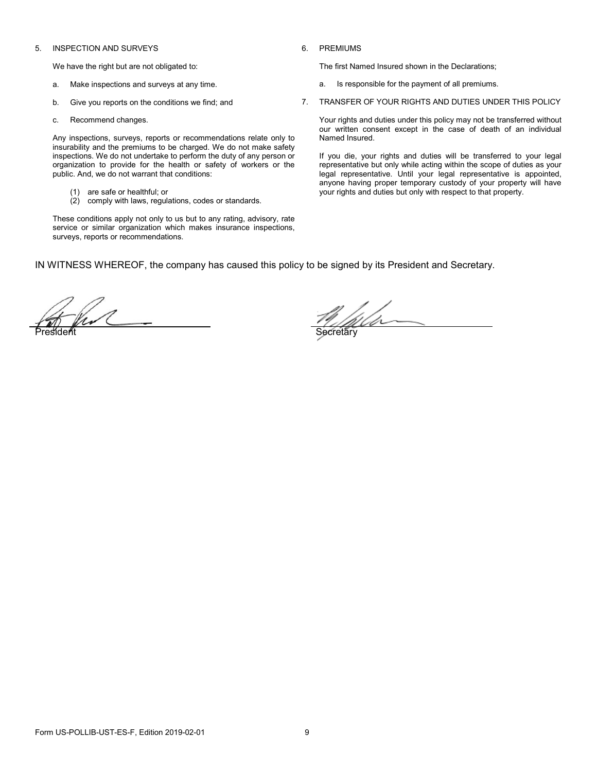5. INSPECTION AND SURVEYS

   We have the right but are not obligated to:

   a. Make inspections and surveys at any time.

   b. Give you reports on the conditions we find; and

   c. Recommend changes.

   Any inspections, surveys, reports or recommendations relate only to insurability and the premiums to be charged. We do not make safety inspections. We do not undertake to perform the duty of any person or organization to provide for the health or safety of workers or the public. And, we do not warrant that conditions:

   (1) are safe or healthful; or
   (2) comply with laws, regulations, codes or standards.

   These conditions apply not only to us but to any rating, advisory, rate service or similar organization which makes insurance inspections, surveys, reports or recommendations.

6. PREMIUMS

   The first Named Insured shown in the Declarations;

   a. Is responsible for the payment of all premiums.

7. TRANSFER OF YOUR RIGHTS AND DUTIES UNDER THIS POLICY

   Your rights and duties under this policy may not be transferred without our written consent except in the case of death of an individual Named Insured.

   If you die, your rights and duties will be transferred to your legal representative but only while acting within the scope of duties as your legal representative. Until your legal representative is appointed, anyone having proper temporary custody of your property will have your rights and duties but only with respect to that property.

IN WITNESS WHEREOF, the company has caused this policy to be signed by its President and Secretary.

President

Secretary

Form US-POLLIB-UST-ES-F, Edition 2019-02-01